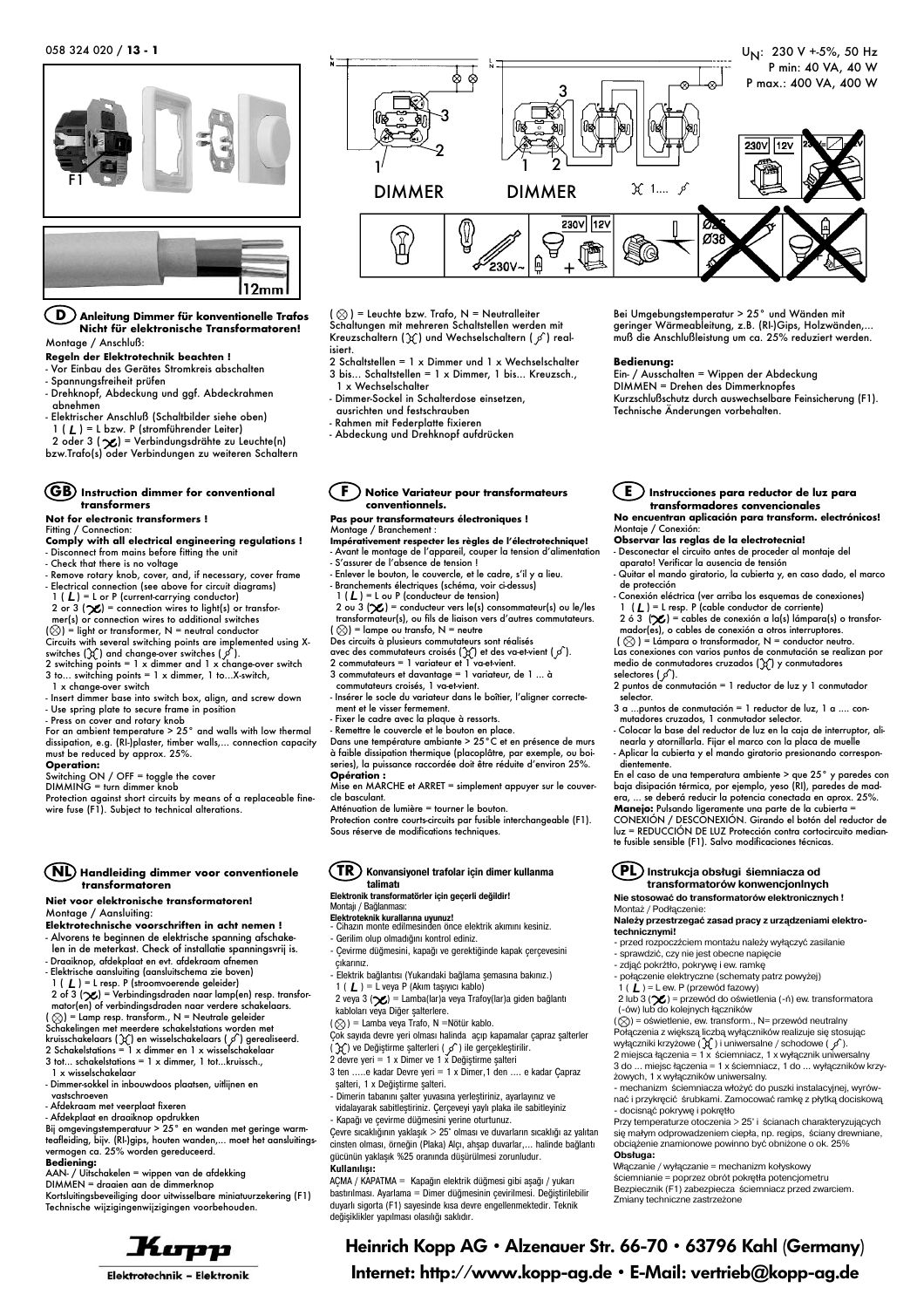058 324 020 / **13 - 1**

$U_N$: 230 V +-5%, 50 Hz
P min: 40 VA, 40 W
P max.: 400 VA, 400 W

F1

12mm

1 2 3 DIMMER

1 2 3 DIMMER

1.... 

230V 12V

230V~

Ø26 Ø38

## D Anleitung Dimmer für konventionelle Trafos Nicht für elektronische Transformatoren!

Montage / Anschluß:

**Regeln der Elektrotechnik beachten !**

- Vor Einbau des Gerätes Stromkreis abschalten
- Spannungsfreiheit prüfen
- Drehknopf, Abdeckung und ggf. Abdeckrahmen abnehmen
- Elektrischer Anschluß (Schaltbilder siehe oben)
  1 ( L ) = L bzw. P (stromführender Leiter)
  2 oder 3 ( ) = Verbindungsdrähte zu Leuchte(n) bzw.Trafo(s) oder Verbindungen zu weiteren Schaltern

( ⊗ ) = Leuchte bzw. Trafo, N = Neutralleiter
Schaltungen mit mehreren Schaltstellen werden mit Kreuzschaltern ( ) und Wechselschaltern ( ) realisiert.
2 Schaltstellen = 1 x Dimmer und 1 x Wechselschalter
3 bis... Schaltstellen = 1 x Dimmer, 1 bis... Kreuzsch., 1 x Wechselschalter

- Dimmer-Sockel in Schalterdose einsetzen, ausrichten und festschrauben
- Rahmen mit Federplatte fixieren
- Abdeckung und Drehknopf aufdrücken

Bei Umgebungstemperatur > 25° und Wänden mit geringer Wärmeableitung, z.B. (RI-)Gips, Holzwänden,... muß die Anschlußleistung um ca. 25% reduziert werden.

**Bedienung:**
Ein- / Ausschalten = Wippen der Abdeckung
DIMMEN = Drehen des Dimmerknopfes
Kurzschlußschutz durch auswechselbare Feinsicherung (F1).
Technische Änderungen vorbehalten.

## GB Instruction dimmer for conventional transformers

**Not for electronic transformers !**
Fitting / Connection:
**Comply with all electrical engineering regulations !**

- Disconnect from mains before fitting the unit
- Check that there is no voltage
- Remove rotary knob, cover, and, if necessary, cover frame
- Electrical connection (see above for circuit diagrams)
  1 ( L ) = L or P (current-carrying conductor)
  2 or 3 ( ) = connection wires to light(s) or transformer(s) or connection wires to additional switches

( ⊗ ) = light or transformer, N = neutral conductor
Circuits with several switching points are implemented using X-switches ( ) and change-over switches ( ).
2 switching points = 1 x dimmer and 1 x change-over switch
3 to... switching points = 1 x dimmer, 1 to...X-switch, 1 x change-over switch

- Insert dimmer base into switch box, align, and screw down
- Use spring plate to secure frame in position
- Press on cover and rotary knob

For an ambient temperature > 25° and walls with low thermal dissipation, e.g. (RI-)plaster, timber walls,... connection capacity must be reduced by approx. 25%.

**Operation:**
Switching ON / OFF = toggle the cover
DIMMING = turn dimmer knob
Protection against short circuits by means of a replaceable fine-wire fuse (F1). Subject to technical alterations.

## F Notice Variateur pour transformateurs conventionnels.

**Pas pour transformateurs électroniques !**
Montage / Branchement :
**Impérativement respecter les règles de l'électrotechnique!**

- Avant le montage de l'appareil, couper la tension d'alimentation
- S'assurer de l'absence de tension !
- Enlever le bouton, le couvercle, et le cadre, s'il y a lieu.
- Branchements électriques (schéma, voir ci-dessus)
  1 ( L ) = L ou P (conducteur de tension)
  2 ou 3 ( ) = conducteur vers le(s) consommateur(s) ou le/les transformateur(s), ou fils de liaison vers d'autres commutateurs.

( ⊗ ) = lampe ou transfo, N = neutre
Des circuits à plusieurs commutateurs sont réalisés avec des commutateurs croisés ( ) et des va-et-vient ( ).
2 commutateurs = 1 variateur et 1 va-et-vient.
3 commutateurs et davantage = 1 variateur, de 1 ... à commutateurs croisés, 1 va-et-vient.

- Insérer le socle du variateur dans le boîtier, l'aligner correctement et le visser fermement.
- Fixer le cadre avec la plaque à ressorts.
- Remettre le couvercle et le bouton en place.

Dans une température ambiante > 25°C et en présence de murs à faible dissipation thermique (placoplâtre, par exemple, ou boiseries), la puissance raccordée doit être réduite d'environ 25%.

**Opération :**
Mise en MARCHE et ARRET = simplement appuyer sur le couvercle basculant.
Atténuation de lumière = tourner le bouton.
Protection contre courts-circuits par fusible interchangeable (F1).
Sous réserve de modifications techniques.

## E Instrucciones para reductor de luz para transformadores convencionales

**No encuentran aplicación para transform. electrónicos!**
Montaje / Conexión:
**Observar las reglas de la electrotecnia!**

- Desconectar el circuito antes de proceder al montaje del aparato! Verificar la ausencia de tensión
- Quitar el mando giratorio, la cubierta y, en caso dado, el marco de protección
- Conexión eléctrica (ver arriba los esquemas de conexiones)
  1 ( L ) = L resp. P (cable conductor de corriente)
  2 ó 3 ( ) = cables de conexión a la(s) lámpara(s) o transformador(es), o cables de conexión a otros interruptores.

( ⊗ ) = Lámpara o transformador, N = conductor neutro.
Las conexiones con varios puntos de conmutación se realizan por medio de conmutadores cruzados ( ) y conmutadores selectores ( ).
2 puntos de conmutación = 1 reductor de luz y 1 conmutador selector.
3 a ...puntos de conmutación = 1 reductor de luz, 1 a .... conmutadores cruzados, 1 conmutador selector.

- Colocar la base del reductor de luz en la caja de interruptor, alinearla y atornillarla. Fijar el marco con la placa de muelle
- Aplicar la cubierta y el mando giratorio presionando correspondientemente.

En el caso de una temperatura ambiente > que 25° y paredes con baja disipación térmica, por ejemplo, yeso (RI), paredes de madera, ... se deberá reducir la potencia conectada en aprox. 25%.
**Manejo:** Pulsando ligeramente una parte de la cubierta = CONEXIÓN / DESCONEXIÓN. Girando el botón del reductor de luz = REDUCCIÓN DE LUZ Protección contra cortocircuito mediante fusible sensible (F1). Salvo modificaciones técnicas.

## NL Handleiding dimmer voor conventionele transformatoren

**Niet voor elektronische transformatoren!**
Montage / Aansluiting:
**Elektrotechnische voorschriften in acht nemen !**

- Alvorens te beginnen de elektrische spanning afschakelen in de meterkast. Check of installatie spanningsvrij is.
- Draaiknop, afdekplaat en evt. afdekraam afnemen
- Elektrische aansluiting (aansluitschema zie boven)
  1 ( L ) = L resp. P (stroomvoerende geleider)
  2 of 3 ( ) = Verbindingsdraden naar lamp(en) resp. transformator(en) of verbindingsdraden naar verdere schakelaars.

( ⊗ ) = Lamp resp. transform., N = Neutrale geleider
Schakelingen met meerdere schakelstations worden met kruisschakelaars ( ) en wisselschakelaars ( ) gerealiseerd.
2 Schakelstations = 1 x dimmer en 1 x wisselschakelaar
3 tot... schakelstations = 1 x dimmer, 1 tot...kruissch., 1 x wisselschakelaar

- Dimmer-sokkel in inbouwdoos plaatsen, uitlijnen en vastschroeven
- Afdekraam met veerplaat fixeren
- Afdekplaat en draaiknop opdrukken

Bij omgevingstemperatuur > 25° en wanden met geringe warmteafleiding, bijv. (RI-)gips, houten wanden,... moet het aansluitingsvermogen ca. 25% worden gereduceerd.

**Bediening:**
AAN- / Uitschakelen = wippen van de afdekking
DIMMEN = draaien aan de dimmerknop
Kortsluitingsbeveiliging door uitwisselbare miniatuurzekering (F1)
Technische wijzigingenwijzigingen voorbehouden.

## TR Konvansiyonel trafolar için dimer kullanma talimatı

**Elektronik transformatörler için geçerli değildir!**
Montajı / Bağlanması:
**Elektroteknik kurallarına uyunuz!**

- Cihazın monte edilmesinden önce elektrik akımını kesiniz.
- Gerilim olup olmadığını kontrol ediniz.
- Çevirme düğmesini, kapağı ve gerektiğinde kapak çerçevesini çıkarınız.
- Elektrik bağlantısı (Yukarıdaki bağlama şemasına bakınız.)
  1 ( L ) = L veya P (Akım taşıyıcı kablo)
  2 veya 3 ( ) = Lamba(lar)a veya Trafoy(lar)a giden bağlantı kabloları veya Diğer şalterlere.

( ⊗ ) = Lamba veya Trafo, N =Nötür kablo.
Çok sayıda devre yeri olması halinda açıp kapamalar çapraz şalterler ( ) ve Değiştirme şalterleri ( ) ile gerçekleştirilir.
2 devre yeri = 1 x Dimer ve 1 x Değiştirme şalteri
3 ten .....e kadar Devre yeri = 1 x Dimer,1 den .... e kadar Çapraz şalteri, 1 x Değiştirme şalteri.

- Dimerin tabanını şalter yuvasına yerleştiriniz, ayarlayınız ve vidalayarak sabitleştiriniz. Çerçeveyi yaylı plaka ile sabitleyiniz
- Kapağı ve çevirme düğmesini yerine oturtunuz.

Çevre sıcaklığının yaklaşık > 25° olması ve duvarların sıcaklığı az yalıtan cinsten olması, örneğin (Plaka) Alçı, ahşap duvarlar,... halinde bağlantı gücünün yaklaşık %25 oranında düşürülmesi zorunludur.

**Kullanılışı:**
AÇMA / KAPATMA = Kapağın elektrik düğmesi gibi aşağı / yukarı bastırılması. Ayarlama = Dimer düğmesinin çevirilmesi. Değiştirilebilir duyarlı sigorta (F1) sayesinde kısa devre engellenmektedir. Teknik değişiklikler yapılması olasılığı saklıdır.

## PL Instrukcja obsługi ściemniacza od transformatorów konwencjonlnych

**Nie stosować do transformatorów elektronicznych !**
Montaż / Podłączenie:
**Należy przestrzegać zasad pracy z urządzeniami elektrotechnicznymi!**

- przed rozpoczęciem montażu należy wyłączyć zasilanie
- sprawdzić, czy nie jest obecne napięcie
- zdjąć pokrętło, pokrywę i ew. ramkę
- połączenie elektryczne (schematy patrz powyżej)
  1 ( L ) = L ew. P (przewód fazowy)
  2 lub 3 ( ) = przewód do oświetlenia (-ń) ew. transformatora (-ów) lub do kolejnych łączników

( ⊗ ) = oświetlenie, ew. transform., N= przewód neutralny
Połączenia z większą liczbą wyłączników realizuje się stosując wyłączniki krzyżowe ( ) i uniwersalne / schodowe ( ).
2 miejsca łączenia = 1 x ściemniacz, 1 x wyłącznik uniwersalny
3 do ... miejsc łączenia = 1 x ściemniacz, 1 do ... wyłączników krzyżowych, 1 x wyłączników uniwersalny.

- mechanizm ściemniacza włożyć do puszki instalacyjnej, wyrównać i przykręcić śrubkami. Zamocować ramkę z płytką dociskową
- docisnąć pokrywę i pokrętło

Przy temperaturze otoczenia > 25° i ścianach charakteryzujących się małym odprowadzeniem ciepła, np. regips, ściany drewniane, obciążenie znamionowe powinno być obniżone o ok. 25%

**Obsługa:**
Włączanie / wyłączanie = mechanizm kołyskowy
ściemnianie = poprzez obrót pokrętła potencjometru
Bezpiecznik (F1) zabezpiecza ściemniacz przed zwarciem.
Zmiany techniczne zastrzeżone

Kopp
Elektrotechnik – Elektronik

**Heinrich Kopp AG • Alzenauer Str. 66-70 • 63796 Kahl (Germany)**
**Internet: http://www.kopp-ag.de • E-Mail: vertrieb@kopp-ag.de**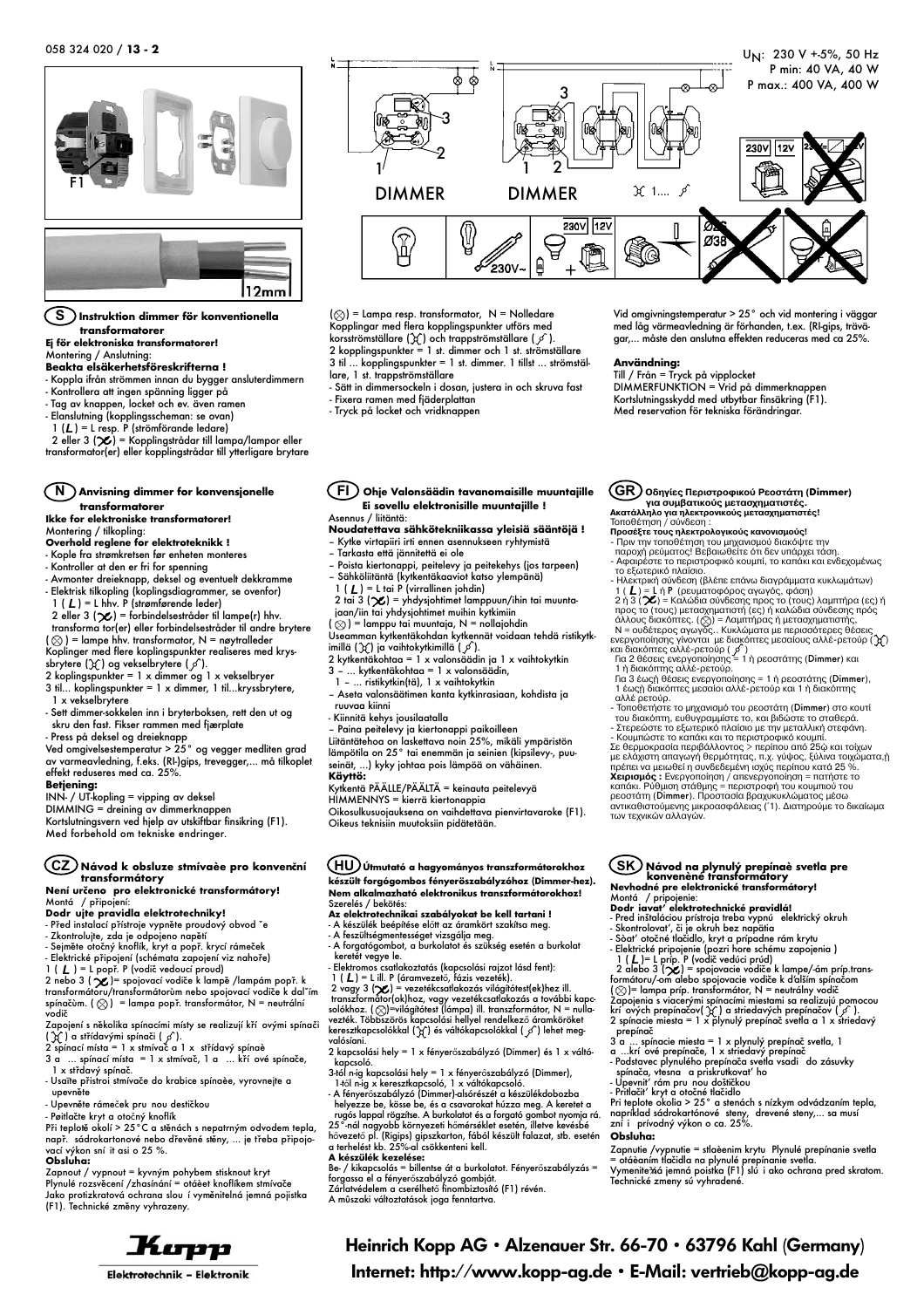058 324 020 / **13 - 2**

F1

12mm

$U_N$: 230 V +-5%, 50 Hz
P min: 40 VA, 40 W
P max.: 400 VA, 400 W

DIMMER DIMMER

## S Instruktion dimmer för konventionella transformatorer

**Ej för elektroniska transformatorer!**
Montering / Anslutning:
**Beakta elsäkerhetsföreskrifterna !**
- Koppla ifrån strömmen innan du bygger ansluterdimmern
- Kontrollera att ingen spänning ligger på
- Tag av knappen, locket och ev. även ramen
- Elanslutning (kopplingsscheman: se ovan)
  1 (L) = L resp. P (strömförande ledare)
  2 eller 3 (⤫) = Kopplingstrådar till lampa/lampor eller transformator(er) eller kopplingstrådar till ytterligare brytare

(⊗) = Lampa resp. transformator, N = Nolledare
Kopplingar med flera kopplingspunkter utförs med korsströmställare (⤫) och trappströmställare (⨍).
2 kopplingspunkter = 1 st. dimmer och 1 st. strömställare
3 till ... kopplingspunkter = 1 st. dimmer. 1 tillst ... strömställare, 1 st. trappströmställare
- Sätt in dimmersockeln i dosan, justera in och skruva fast
- Fixera ramen med fjäderplattan
- Tryck på locket och vridknappen

Vid omgivningstemperatur > 25° och vid montering i väggar med låg värmeavledning är förhanden, t.ex. (Rl-gips, trävägar,... måste den anslutna effekten reduceras med ca 25%.

**Användning:**
Till / Från = Tryck på vipplocket
DIMMERFUNKTION = Vrid på dimmerknappen
Kortslutningsskydd med utbytbar finsäkring (F1).
Med reservation för tekniska förändringar.

## N Anvisning dimmer for konvensjonelle transformatorer

**Ikke for elektroniske transformatorer!**
Montering / tilkopling:
**Overhold reglene for elektroteknikk !**
- Kople fra strømkretsen før enheten monteres
- Kontroller at den er fri for spenning
- Avmonter dreieknapp, deksel og eventuelt dekkramme
- Elektrisk tilkopling (koplingsdiagrammer, se ovenfor)
  1 (L) = L hhv. P (strømførende leder)
  2 eller 3 (⤫) = forbindelsestråder til lampe(r) hhv. transforma tor(er) eller forbindelsestråder til andre brytere

(⊗) = lampe hhv. transformator, N = nøytralleder
Koplinger med flere koplingspunkter realiseres med kryssbrytere (⤫) og vekselbrytere (⨍).
2 koplingspunkter = 1 x dimmer og 1 x vekselbryer
3 til... koplingspunkter = 1 x dimmer, 1 til...kryssbrytere, 1 x vekselbrytere
- Sett dimmer-sokkelen inn i bryterboksen, rett den ut og skru den fast. Fikser rammen med fjærplate
- Press på deksel og dreieknapp

Ved omgivelsestemperatur > 25° og vegger medliten grad av varmeavledning, f.eks. (Rl-)gips, trevegger,... må tilkoplet effekt reduseres med ca. 25%.

**Betjening:**
INN- / UT-kopling = vipping av deksel
DIMMING = dreiing av dimmerknappen
Kortslutningsvern ved hjelp av utskiftbar finsikring (F1).
Med forbehold om tekniske endringer.

## FI Ohje Valonsäädin tavanomaisille muuntajille Ei sovellu elektronisille muuntajille !

Asennus / liitäntä:
**Noudatettava sähkötekniikassa yleisiä sääntöjä !**
– Kytke virtapiiri irti ennen asennukseen ryhtymistä
– Tarkasta että jännitettä ei ole
– Poista kiertonappi, peitelevy ja peitekehys (jos tarpeen)
– Sähköliitäntä (kytkentäkaaviot katso ylempänä)
  1 (L) = L tai P (virrallinen johdin)
  2 tai 3 (⤫) = yhdysjohtimet lamppuun/ihin tai muuntajaan/iin tai yhdysjohtimet muihin kytkimiin

(⊗) = lamppu tai muuntaja, N = nollajohdin
Useamman kytkentäkohdan kytkennät voidaan tehdä ristikytkimillä (⤫) ja vaihtokytkimillä (⨍).
2 kytkentäkohtaa = 1 x valonsäädin ja 1 x vaihtokytkin
3 – ... kytkentäkohtaa = 1 x valonsäädin,
  1 – ... ristikytkin(tä), 1 x vaihtokytkin
– Aseta valonsäätimen kanta kytkinrasiaan, kohdista ja ruuvaa kiinni
- Kiinnitä kehys jousilaatalla
– Paina peitelevy ja kiertonappi paikoilleen

Liitäntätehoa on laskettava noin 25%, mikäli ympäristön lämpötila on 25° tai enemmän ja seinien (kipsilevy-, puuseinät, ...) kyky johtaa pois lämpöä on vähäinen.

**Käyttö:**
Kytkentä PÄÄLLE/PÄÄLTÄ = keinauta peitelevyä
HIMMENNYS = kierrä kiertonappia
Oikosulkusuojauksena on vaihdettava pienvirtavaroke (F1).
Oikeus teknisiin muutoksiin pidätetään.

## GR Οδηγίες Περιστροφικού Ρεοστάτη (Dimmer) για συμβατικούς μετασχηματιστές.

**Ακατάλληλο για ηλεκτρονικούς μετασχηματιστές!**
Τοποθέτηση / σύνδεση :
**Προσέξτε τους ηλεκτρολογικούς κανονισμούς!**
- Πριν την τοποθέτηση του μηχανισμού διακόψτε την παροχή ρεύματος! Βεβαιωθείτε ότι δεν υπάρχει τάση.
- Αφαιρέστε το περιστροφικό κουμπί, το καπάκι και ενδεχομένως το εξωτερικό πλαίσιο.
- Ηλεκτρική σύνδεση (βλέπε επάνω διαγράμματα κυκλωμάτων)
  1 (L) = L ή P (ρευματοφόρος αγωγός, φάση)
  2 ή 3 (⤫) = Καλώδια σύνδεσης προς το (τους) λαμπτήρα (ες) ή προς το (τους) μετασχηματιστή (ες) ή καλώδια σύνδεσης πρός άλλους διακόπτες. (⊗) = Λαμπτήρας ή μετασχηματιστής, N = ουδέτερος αγωγός.. Κυκλώματα με περισσότερες θέσεις ενεργοποίησης γίνονται με διακόπτες μεσαίους αλλέ-ρετούρ (⤫) και διακόπτες αλλέ-ρετούρ (⨍)
  Για 2 θέσεις ενεργοποίησης = 1 ή ρεοστάτη (Dimmer) και 1 ή διακόπτης αλλέ-ρετούρ.
  Για 3 έως ή θέσεις ενεργοποίησης = 1 ή ρεοστάτης (Dimmer), 1 έως ή διακόπτες μεσαίοι αλλέ-ρετούρ και 1 ή διακόπτης αλλέ ρετούρ.
- Τοποθετήστε το μηχανισμό του ρεοστάτη (Dimmer) στο κουτί του διακόπτη, ευθυγραμμίστε το, και βιδώστε το σταθερά.
- Στερεώστε το εξωτερικό πλαίσιο με την μεταλλική στεφάνη.
- Κουμπώστε το καπάκι και το περιστροφικό κουμπί.

Σε θερμοκρασία περιβάλλοντος > περίπου από 25ώ και τοίχων με ελάχιστη απαγωγή θερμότητας, π.χ. γύψος, ξύλινα τοιχώματα,ή πρέπει να μειωθεί η συνδεδεμένη ισχύς περίπου κατά 25 %.
**Χειρισμός :** Ενεργοποίηση / απενεργοποίηση = πατήστε το καπάκι. Ρύθμιση στάθμης = περιστροφή του κουμπιού του ρεοστάτη (Dimmer). Προστασία βραχυκυκλώματος μέσω αντικαθιστούμενης μικροασφάλειας (΄1). Διατηρούμε το δικαίωμα των τεχνικών αλλαγών.

## CZ Návod k obsluze stmívaèe pro konvenční transformátory

**Není určeno pro elektronické transformátory!**
Montá / pøipojení:
**Dodr ujte pravidla elektrotechniky!**
- Před instalací přístroje vypněte proudový obvod ˇe
- Zkontrolujte, zda je odpojeno napětí
- Sejměte otočný knoflík, kryt a popř. krycí rámeček
- Elektrické připojení (schémata zapojení viz nahoře)
1 (L) = L popř. P (vodič vedoucí proud)
2 nebo 3 (⤫)= spojovací vodiče k lampě /lampám popř. k transformátoru/transformátorům nebo spojovací vodiče k dal˘ím spínačům. (⊗) = lampa popř. transformátor, N = neutrální vodič
Zapojení s několika spínacími místy se realizují kří ovými spínači (⤫) a střídavými spínači (⨍).
2 spínací místa = 1 x stmívač a 1 x střídavý spínač
3 a ... spínací místa = 1 x stmívač, 1 a ... kří ové spínače, 1 x střídavý spínač.
- Usaďte přístroj stmívače do krabice spínače, vyrovnejte a upevněte
- Upevněte rámeček pru nou destičkou
- Pøitlačte kryt a otočný knoflík

Při teplotě okolí > 25°C a stěnách s nepatrným odvodem tepla, např. sádrokartonové nebo dřevěné stěny, ... je třeba připojovací výkon sní it asi o 25 %.
**Obsluha:**
Zapnout / vypnout = kyvným pohybem stisknout kryt
Plynulé rozsvěcení /zhasínání = otáčet knoflíkem stmívače
Jako protizkratová ochrana slou í vyměnitelná jemná pojistka (F1). Technické změny vyhrazeny.

## HU Útmutató a hagyományos transzformátorokhoz készült forgógombos fényerőszabályzóhoz (Dimmer-hez).

**Nem alkalmazható elektronikus transzformátorokhoz!**
Szerelés / bekötés:
**Az elektrotechnikai szabályokat be kell tartani !**
- A készülék beépítése előtt az áramkört szakítsa meg.
- A feszültségmentességet vizsgálja meg.
- A forgatógombot, a burkolatot és szükség esetén a burkolat keretét vegye le.
- Elektromos csatlakoztatás (kapcsolási rajzot lásd fent):
  1 (L) = L ill. P (áramvezető, fázis vezeték).
  2 vagy 3 (⤫)= vezetékcsatlakozás világítótest(ek)hez ill. transzformátor(ok)hoz, vagy vezetékcsatlakozás a további kapcsolókhoz. (⊗)=világítótest (lámpa) ill. transzformátor, N = nullavezeték. Többszörös kapcsolási hellyel rendelkező áramköröket keresztkapcsolókkal (⤫) és váltókapcsolókkal (⨍) lehet megvalósítani.

2 kapcsolási hely = 1 x fényerőszabályzó (Dimmer) és 1 x váltókapcsoló.
3-tól n-ig kapcsolási hely = 1 x fényerőszabályzó (Dimmer), 1-től n-ig x keresztkapcsoló, 1 x váltókapcsoló.
- A fényerőszabályzó (Dimmer)-alsórészét a készülékdobozba helyezze be, kösse be, és a csavarokat húzza meg. A keretet a rugós lappal rögzítse. A burkolatot és a forgató gombot nyomja rá.

25°-nál nagyobb környezeti hőmérséklet, illetve kevésbé hővezető pl. (Rigips) gipszkarton, fából készült falazat, stb. esetén a terhelést kb. 25%-al csökkenteni kell.
**A készülék kezelése:**
Be- / kikapcsolás = billentse át a burkolatot. Fényerőszabályzás = forgassa el a fényerőszabályzó gombját.
Zárlatvédelem a cserélhető finombiztosító (F1) révén.
A műszaki változtatások joga fenntartva.

## SK Návod na plynulý prepínaè svetla pre konvenčné transformátory

**Nevhodné pre elektronické transformátory!**
Montá / pripojenie:
**Dodr iavat' elektrotechnické pravidlá!**
- Pred inštaláciou prístroja treba vypnú elektrický okruh
- Skontrolovat', či je okruh bez napätia
- Sòat' otočné tlačidlo, kryt a prípadne rám krytu
- Elektrické pripojenie (pozri hore schému zapojenia )
  1 (L) = L príp. P (vodič vedúci prúd)
  2 alebo 3 (⤫) = spojovacie vodiče k lampe/-ám príp.transformátoru/-om alebo spojovacie vodiče k ďalším spínačom
(⊗)= lampa príp. transformátor, N = neutrálny vodič
Zapojenia s viacerými spínacími miestami sa realizujú pomocou krí ových prepínačov(⤫) a striedavých prepínačov (⨍).
2 spínacie miesta = 1 x plynulý prepínač svetla a 1 x striedavý prepínač
3 a ... spínacie miesta = 1 x plynulý prepínač svetla, 1 a ...krí ové prepínače, 1 x striedavý prepínač
- Podstavec plynulého prepínača svetla vsadi do zásuvky spínača, vtesna a priskrutkovat' ho
- Upevniť rám pru nou doštičkou
- Pritlačiť kryt a otočné tlačidlo

Pri teplote okolia > 25° a stenách s nízkym odvádzaním tepla, napríklad sádrokartónové steny, drevené steny,... sa musí zní i prívodný výkon o ca. 25%.
**Obsluha:**
Zapnutie /vypnutie = stlaèením krytu Plynulé prepínanie svetla = otáèaním tlačidla na plynulé prepínanie svetla.
Vymeniteľná jemná poistka (F1) slú i ako ochrana pred skratom.
Technické zmeny sú vyhradené.

Kopp
Elektrotechnik – Elektronik

**Heinrich Kopp AG • Alzenauer Str. 66-70 • 63796 Kahl (Germany)**
**Internet: http://www.kopp-ag.de • E-Mail: vertrieb@kopp-ag.de**